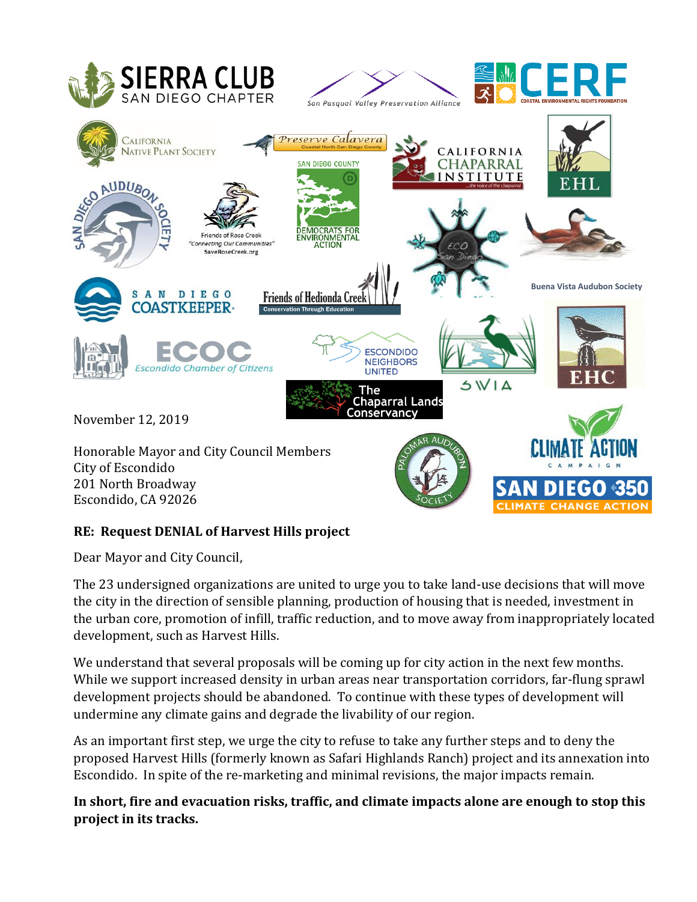SIERRA CLUB SAN DIEGO CHAPTER

San Pasqual Valley Preservation Alliance

CERF COASTAL ENVIRONMENTAL RIGHTS FOUNDATION

California Native Plant Society

Preserve Calavera Coastal North San Diego County

California Chaparral Institute ...the voice of the chaparral

EHL

San Diego Audubon Society

Friends of Rose Creek "Connecting Our Communities" SaveRoseCreek.org

San Diego County Democrats for Environmental Action

Eco San Diego

Buena Vista Audubon Society

San Diego Coastkeeper

Friends of Hedionda Creek Conservation Through Education

ECoC Escondido Chamber of Citizens

Escondido Neighbors United

SWIA

EHC

The Chaparral Lands Conservancy

Palomar Audubon Society

Climate Action Campaign

San Diego 350 Climate Change Action

November 12, 2019

Honorable Mayor and City Council Members
City of Escondido
201 North Broadway
Escondido, CA 92026

**RE: Request DENIAL of Harvest Hills project**

Dear Mayor and City Council,

The 23 undersigned organizations are united to urge you to take land-use decisions that will move the city in the direction of sensible planning, production of housing that is needed, investment in the urban core, promotion of infill, traffic reduction, and to move away from inappropriately located development, such as Harvest Hills.

We understand that several proposals will be coming up for city action in the next few months. While we support increased density in urban areas near transportation corridors, far-flung sprawl development projects should be abandoned. To continue with these types of development will undermine any climate gains and degrade the livability of our region.

As an important first step, we urge the city to refuse to take any further steps and to deny the proposed Harvest Hills (formerly known as Safari Highlands Ranch) project and its annexation into Escondido. In spite of the re-marketing and minimal revisions, the major impacts remain.

**In short, fire and evacuation risks, traffic, and climate impacts alone are enough to stop this project in its tracks.**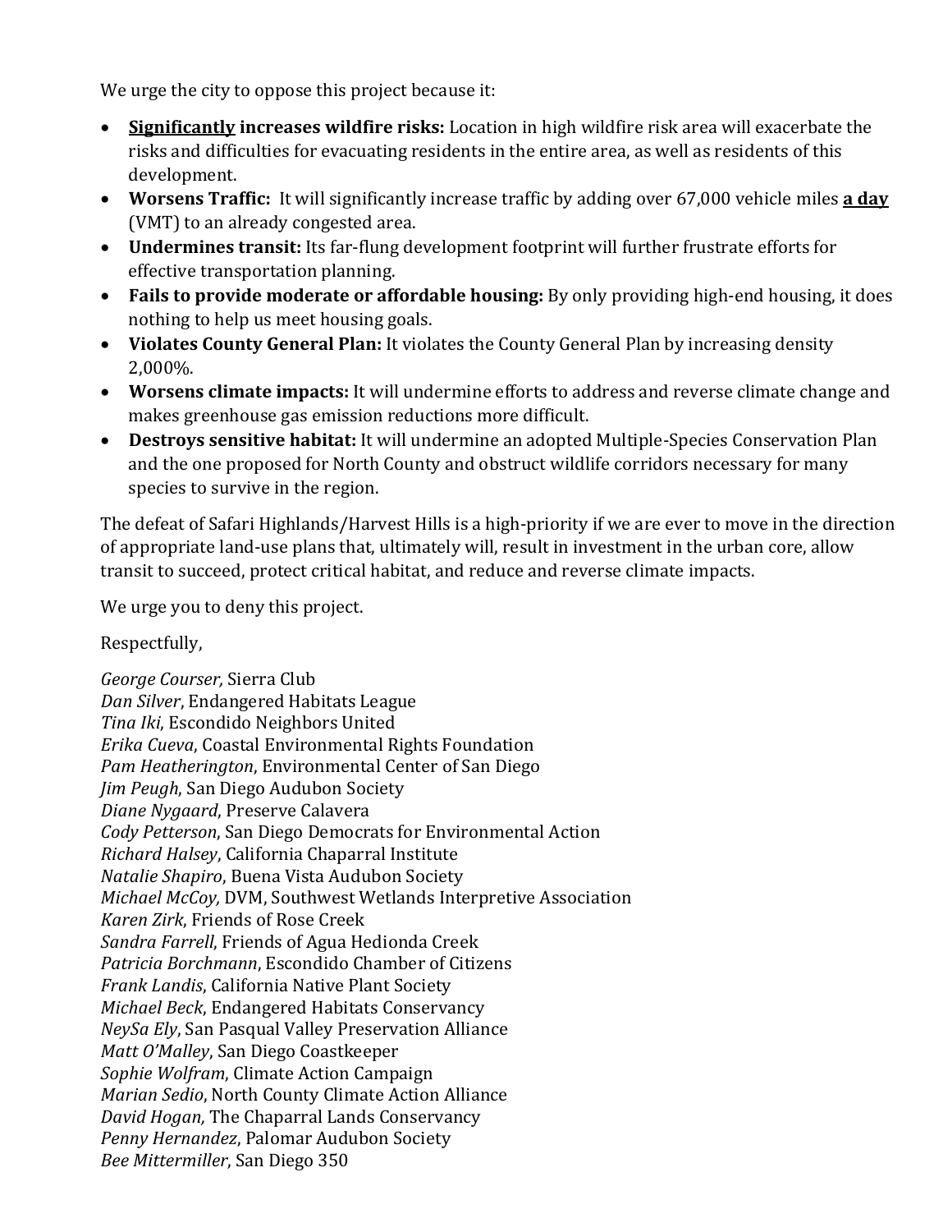We urge the city to oppose this project because it:

- **<u>Significantly</u> increases wildfire risks:** Location in high wildfire risk area will exacerbate the risks and difficulties for evacuating residents in the entire area, as well as residents of this development.
- **Worsens Traffic:** It will significantly increase traffic by adding over 67,000 vehicle miles **<u>a day</u>** (VMT) to an already congested area.
- **Undermines transit:** Its far-flung development footprint will further frustrate efforts for effective transportation planning.
- **Fails to provide moderate or affordable housing:** By only providing high-end housing, it does nothing to help us meet housing goals.
- **Violates County General Plan:** It violates the County General Plan by increasing density 2,000%.
- **Worsens climate impacts:** It will undermine efforts to address and reverse climate change and makes greenhouse gas emission reductions more difficult.
- **Destroys sensitive habitat:** It will undermine an adopted Multiple-Species Conservation Plan and the one proposed for North County and obstruct wildlife corridors necessary for many species to survive in the region.

The defeat of Safari Highlands/Harvest Hills is a high-priority if we are ever to move in the direction of appropriate land-use plans that, ultimately will, result in investment in the urban core, allow transit to succeed, protect critical habitat, and reduce and reverse climate impacts.

We urge you to deny this project.

Respectfully,

*George Courser,* Sierra Club
*Dan Silver*, Endangered Habitats League
*Tina Iki*, Escondido Neighbors United
*Erika Cueva*, Coastal Environmental Rights Foundation
*Pam Heatherington*, Environmental Center of San Diego
*Jim Peugh*, San Diego Audubon Society
*Diane Nygaard*, Preserve Calavera
*Cody Petterson*, San Diego Democrats for Environmental Action
*Richard Halsey*, California Chaparral Institute
*Natalie Shapiro*, Buena Vista Audubon Society
*Michael McCoy,* DVM, Southwest Wetlands Interpretive Association
*Karen Zirk*, Friends of Rose Creek
*Sandra Farrell*, Friends of Agua Hedionda Creek
*Patricia Borchmann*, Escondido Chamber of Citizens
*Frank Landis*, California Native Plant Society
*Michael Beck*, Endangered Habitats Conservancy
*NeySa Ely*, San Pasqual Valley Preservation Alliance
*Matt O'Malley*, San Diego Coastkeeper
*Sophie Wolfram*, Climate Action Campaign
*Marian Sedio*, North County Climate Action Alliance
*David Hogan,* The Chaparral Lands Conservancy
*Penny Hernandez*, Palomar Audubon Society
*Bee Mittermiller*, San Diego 350